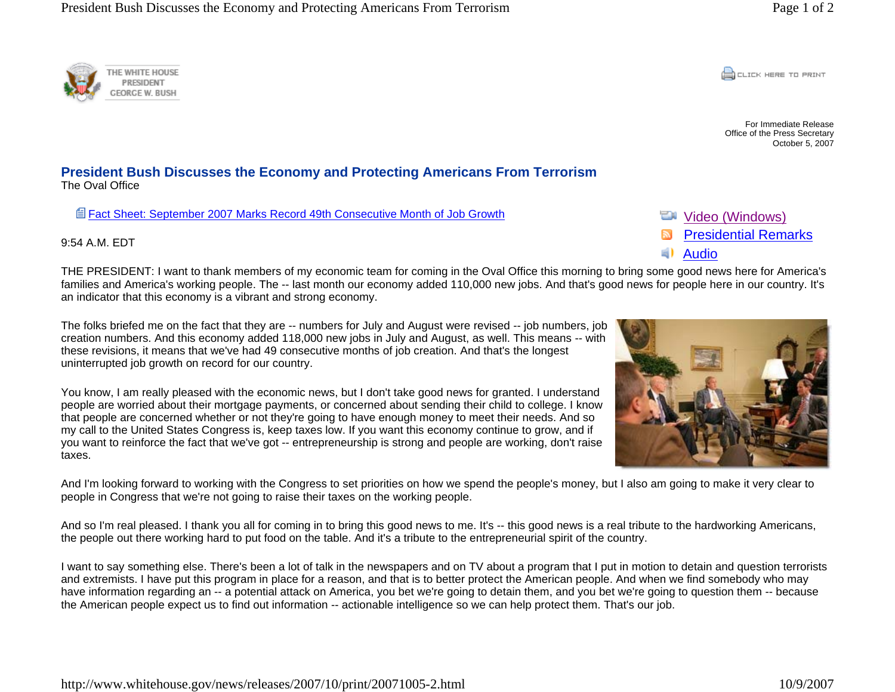For Immediate Release
Office of the Press Secretary
October 5, 2007

# President Bush Discusses the Economy and Protecting Americans From Terrorism

The Oval Office

Fact Sheet: September 2007 Marks Record 49th Consecutive Month of Job Growth

Video (Windows)
Presidential Remarks
Audio

9:54 A.M. EDT

THE PRESIDENT: I want to thank members of my economic team for coming in the Oval Office this morning to bring some good news here for America's families and America's working people. The -- last month our economy added 110,000 new jobs. And that's good news for people here in our country. It's an indicator that this economy is a vibrant and strong economy.

The folks briefed me on the fact that they are -- numbers for July and August were revised -- job numbers, job creation numbers. And this economy added 118,000 new jobs in July and August, as well. This means -- with these revisions, it means that we've had 49 consecutive months of job creation. And that's the longest uninterrupted job growth on record for our country.

You know, I am really pleased with the economic news, but I don't take good news for granted. I understand people are worried about their mortgage payments, or concerned about sending their child to college. I know that people are concerned whether or not they're going to have enough money to meet their needs. And so my call to the United States Congress is, keep taxes low. If you want this economy continue to grow, and if you want to reinforce the fact that we've got -- entrepreneurship is strong and people are working, don't raise taxes.

And I'm looking forward to working with the Congress to set priorities on how we spend the people's money, but I also am going to make it very clear to people in Congress that we're not going to raise their taxes on the working people.

And so I'm real pleased. I thank you all for coming in to bring this good news to me. It's -- this good news is a real tribute to the hardworking Americans, the people out there working hard to put food on the table. And it's a tribute to the entrepreneurial spirit of the country.

I want to say something else. There's been a lot of talk in the newspapers and on TV about a program that I put in motion to detain and question terrorists and extremists. I have put this program in place for a reason, and that is to better protect the American people. And when we find somebody who may have information regarding an -- a potential attack on America, you bet we're going to detain them, and you bet we're going to question them -- because the American people expect us to find out information -- actionable intelligence so we can help protect them. That's our job.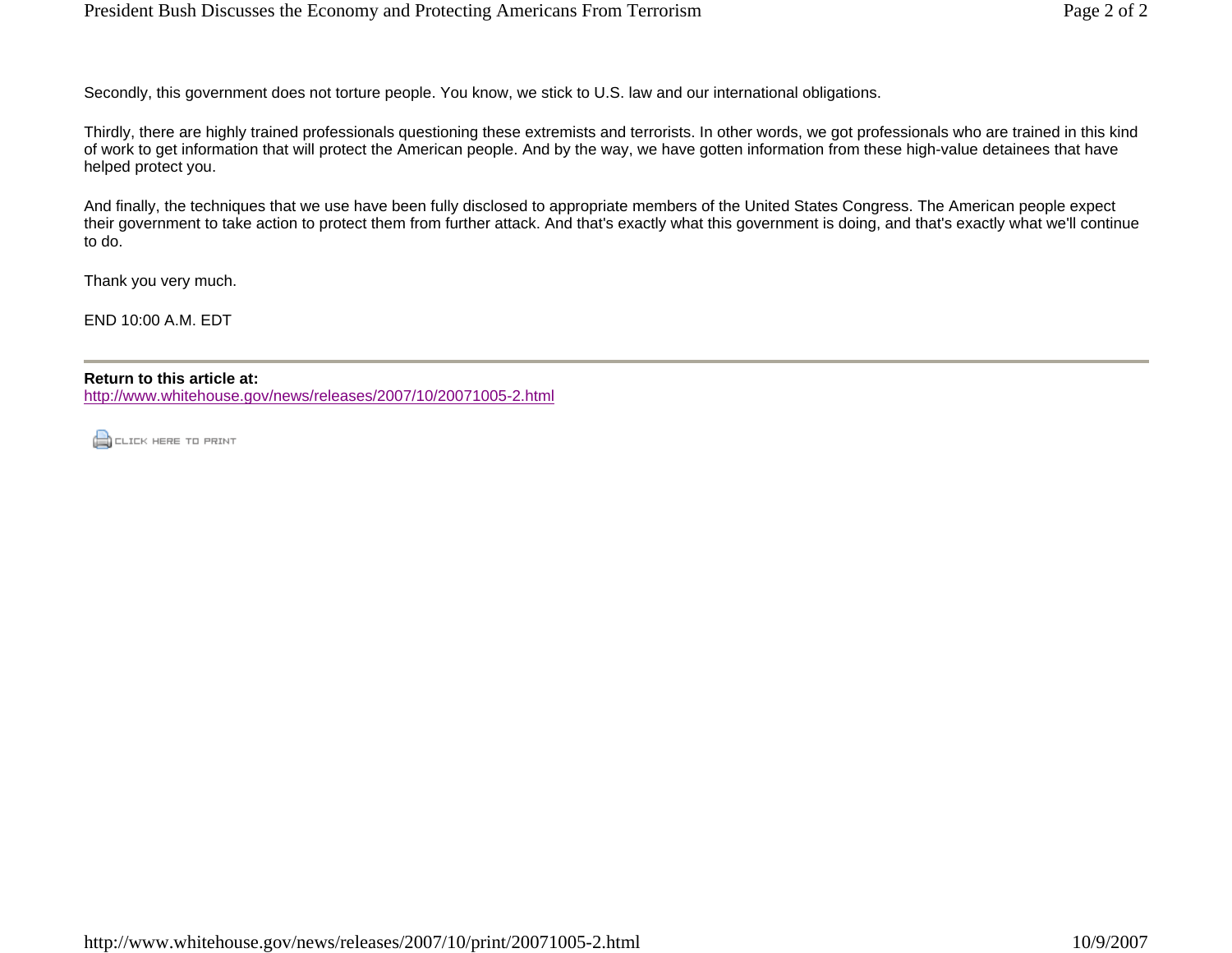Secondly, this government does not torture people. You know, we stick to U.S. law and our international obligations.

Thirdly, there are highly trained professionals questioning these extremists and terrorists. In other words, we got professionals who are trained in this kind of work to get information that will protect the American people. And by the way, we have gotten information from these high-value detainees that have helped protect you.

And finally, the techniques that we use have been fully disclosed to appropriate members of the United States Congress. The American people expect their government to take action to protect them from further attack. And that's exactly what this government is doing, and that's exactly what we'll continue to do.

Thank you very much.

END 10:00 A.M. EDT

---

**Return to this article at:**
http://www.whitehouse.gov/news/releases/2007/10/20071005-2.html

CLICK HERE TO PRINT